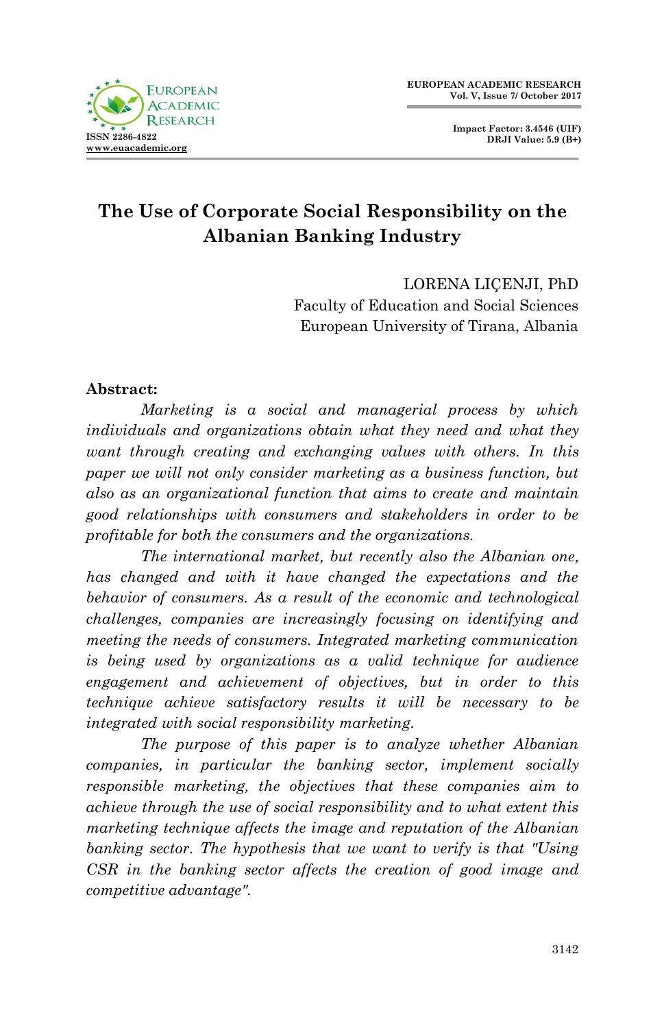# The Use of Corporate Social Responsibility on the Albanian Banking Industry

LORENA LIÇENJI, PhD
Faculty of Education and Social Sciences
European University of Tirana, Albania

**Abstract:**

*Marketing is a social and managerial process by which individuals and organizations obtain what they need and what they want through creating and exchanging values with others. In this paper we will not only consider marketing as a business function, but also as an organizational function that aims to create and maintain good relationships with consumers and stakeholders in order to be profitable for both the consumers and the organizations.*

*The international market, but recently also the Albanian one, has changed and with it have changed the expectations and the behavior of consumers. As a result of the economic and technological challenges, companies are increasingly focusing on identifying and meeting the needs of consumers. Integrated marketing communication is being used by organizations as a valid technique for audience engagement and achievement of objectives, but in order to this technique achieve satisfactory results it will be necessary to be integrated with social responsibility marketing.*

*The purpose of this paper is to analyze whether Albanian companies, in particular the banking sector, implement socially responsible marketing, the objectives that these companies aim to achieve through the use of social responsibility and to what extent this marketing technique affects the image and reputation of the Albanian banking sector. The hypothesis that we want to verify is that "Using CSR in the banking sector affects the creation of good image and competitive advantage".*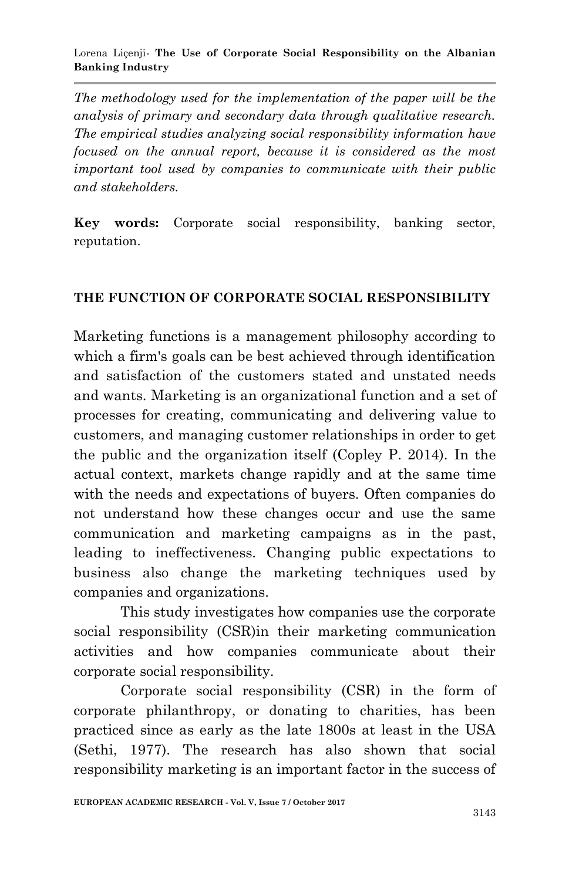*The methodology used for the implementation of the paper will be the analysis of primary and secondary data through qualitative research. The empirical studies analyzing social responsibility information have focused on the annual report, because it is considered as the most important tool used by companies to communicate with their public and stakeholders.*

**Key words:** Corporate social responsibility, banking sector, reputation.

## THE FUNCTION OF CORPORATE SOCIAL RESPONSIBILITY

Marketing functions is a management philosophy according to which a firm's goals can be best achieved through identification and satisfaction of the customers stated and unstated needs and wants. Marketing is an organizational function and a set of processes for creating, communicating and delivering value to customers, and managing customer relationships in order to get the public and the organization itself (Copley P. 2014). In the actual context, markets change rapidly and at the same time with the needs and expectations of buyers. Often companies do not understand how these changes occur and use the same communication and marketing campaigns as in the past, leading to ineffectiveness. Changing public expectations to business also change the marketing techniques used by companies and organizations.

This study investigates how companies use the corporate social responsibility (CSR)in their marketing communication activities and how companies communicate about their corporate social responsibility.

Corporate social responsibility (CSR) in the form of corporate philanthropy, or donating to charities, has been practiced since as early as the late 1800s at least in the USA (Sethi, 1977). The research has also shown that social responsibility marketing is an important factor in the success of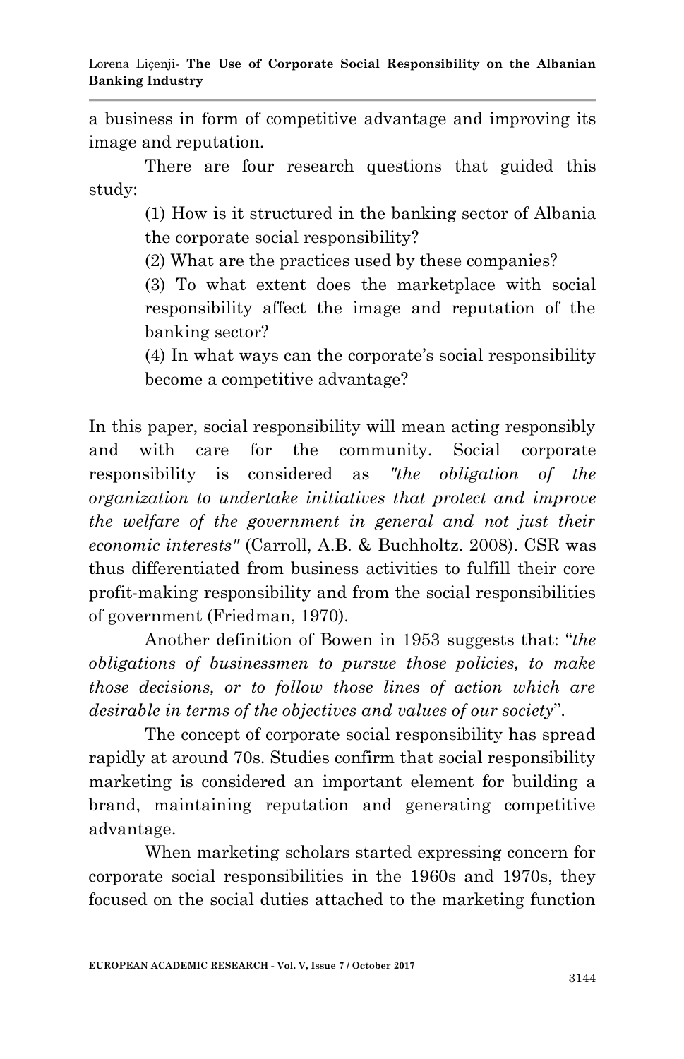a business in form of competitive advantage and improving its image and reputation.

There are four research questions that guided this study:

(1) How is it structured in the banking sector of Albania the corporate social responsibility?

(2) What are the practices used by these companies?

(3) To what extent does the marketplace with social responsibility affect the image and reputation of the banking sector?

(4) In what ways can the corporate's social responsibility become a competitive advantage?

In this paper, social responsibility will mean acting responsibly and with care for the community. Social corporate responsibility is considered as *"the obligation of the organization to undertake initiatives that protect and improve the welfare of the government in general and not just their economic interests"* (Carroll, A.B. & Buchholtz. 2008). CSR was thus differentiated from business activities to fulfill their core profit-making responsibility and from the social responsibilities of government (Friedman, 1970).

Another definition of Bowen in 1953 suggests that: "*the obligations of businessmen to pursue those policies, to make those decisions, or to follow those lines of action which are desirable in terms of the objectives and values of our society*".

The concept of corporate social responsibility has spread rapidly at around 70s. Studies confirm that social responsibility marketing is considered an important element for building a brand, maintaining reputation and generating competitive advantage.

When marketing scholars started expressing concern for corporate social responsibilities in the 1960s and 1970s, they focused on the social duties attached to the marketing function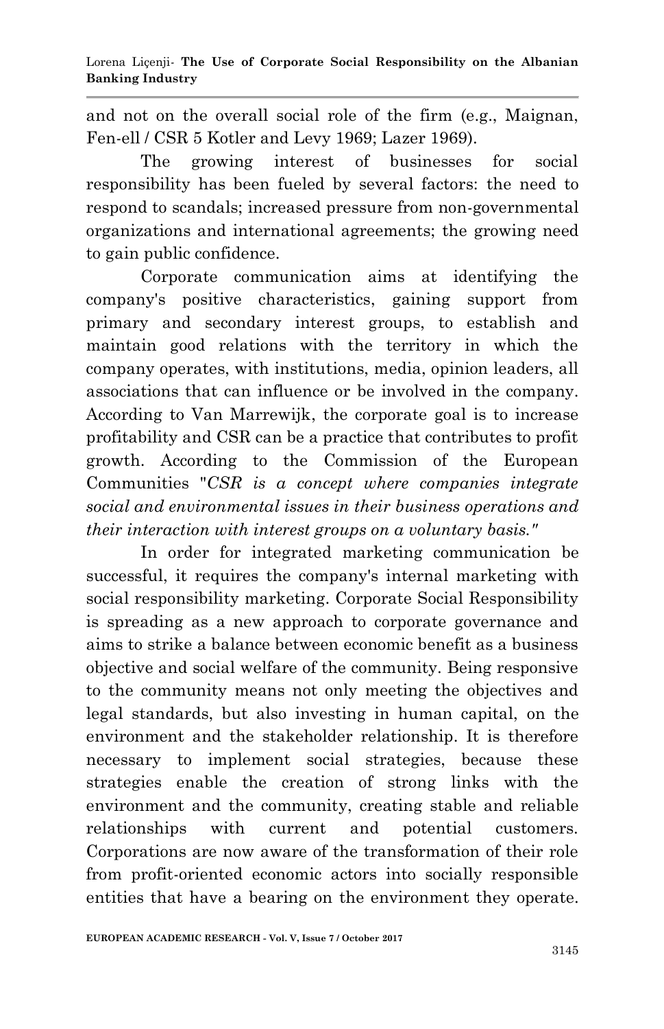and not on the overall social role of the firm (e.g., Maignan, Fen-ell / CSR 5 Kotler and Levy 1969; Lazer 1969).

The growing interest of businesses for social responsibility has been fueled by several factors: the need to respond to scandals; increased pressure from non-governmental organizations and international agreements; the growing need to gain public confidence.

Corporate communication aims at identifying the company's positive characteristics, gaining support from primary and secondary interest groups, to establish and maintain good relations with the territory in which the company operates, with institutions, media, opinion leaders, all associations that can influence or be involved in the company. According to Van Marrewijk, the corporate goal is to increase profitability and CSR can be a practice that contributes to profit growth. According to the Commission of the European Communities "*CSR is a concept where companies integrate social and environmental issues in their business operations and their interaction with interest groups on a voluntary basis."*

In order for integrated marketing communication be successful, it requires the company's internal marketing with social responsibility marketing. Corporate Social Responsibility is spreading as a new approach to corporate governance and aims to strike a balance between economic benefit as a business objective and social welfare of the community. Being responsive to the community means not only meeting the objectives and legal standards, but also investing in human capital, on the environment and the stakeholder relationship. It is therefore necessary to implement social strategies, because these strategies enable the creation of strong links with the environment and the community, creating stable and reliable relationships with current and potential customers. Corporations are now aware of the transformation of their role from profit-oriented economic actors into socially responsible entities that have a bearing on the environment they operate.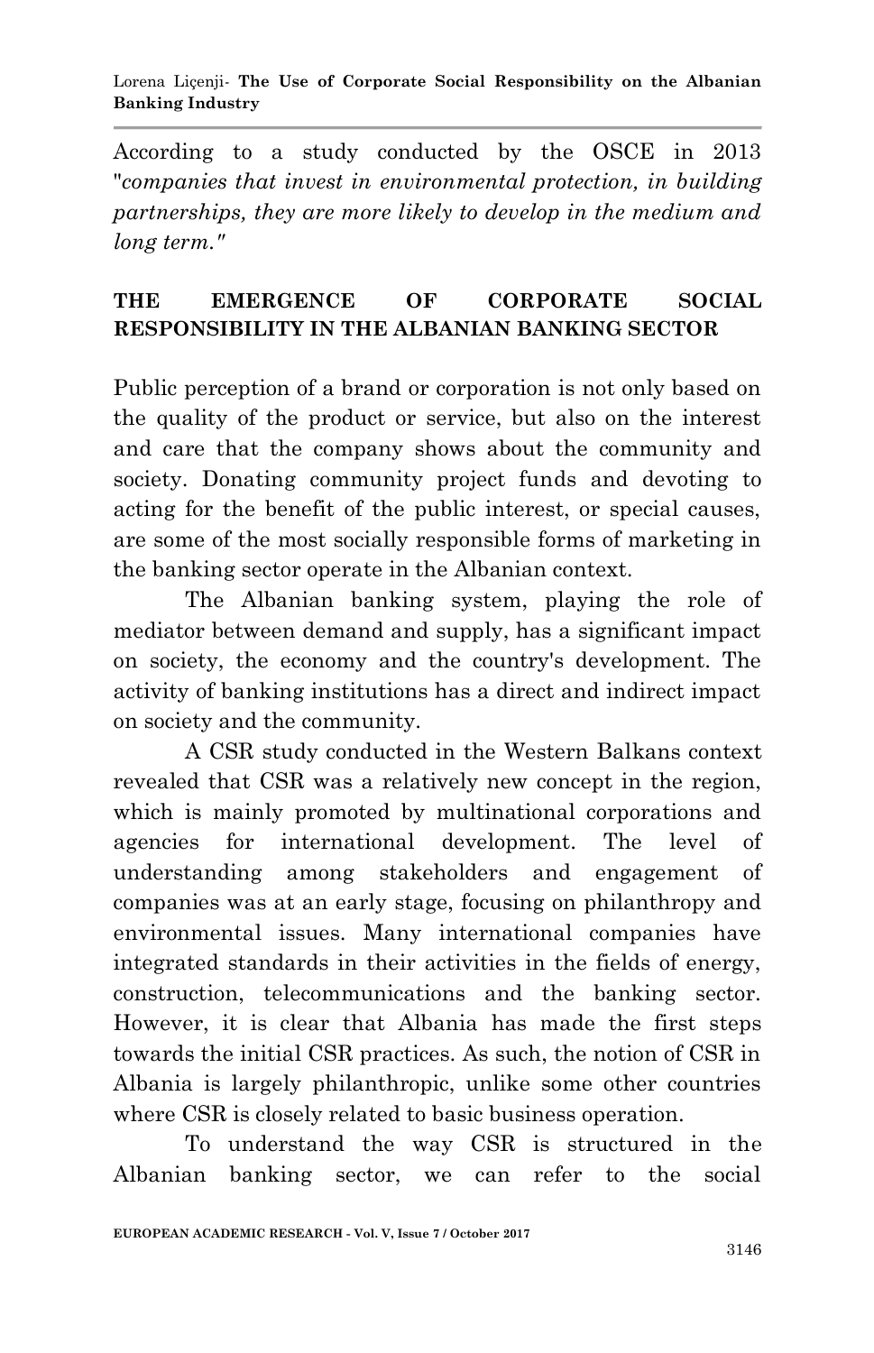According to a study conducted by the OSCE in 2013 "*companies that invest in environmental protection, in building partnerships, they are more likely to develop in the medium and long term."*

## THE EMERGENCE OF CORPORATE SOCIAL RESPONSIBILITY IN THE ALBANIAN BANKING SECTOR

Public perception of a brand or corporation is not only based on the quality of the product or service, but also on the interest and care that the company shows about the community and society. Donating community project funds and devoting to acting for the benefit of the public interest, or special causes, are some of the most socially responsible forms of marketing in the banking sector operate in the Albanian context.

The Albanian banking system, playing the role of mediator between demand and supply, has a significant impact on society, the economy and the country's development. The activity of banking institutions has a direct and indirect impact on society and the community.

A CSR study conducted in the Western Balkans context revealed that CSR was a relatively new concept in the region, which is mainly promoted by multinational corporations and agencies for international development. The level of understanding among stakeholders and engagement of companies was at an early stage, focusing on philanthropy and environmental issues. Many international companies have integrated standards in their activities in the fields of energy, construction, telecommunications and the banking sector. However, it is clear that Albania has made the first steps towards the initial CSR practices. As such, the notion of CSR in Albania is largely philanthropic, unlike some other countries where CSR is closely related to basic business operation.

To understand the way CSR is structured in the Albanian banking sector, we can refer to the social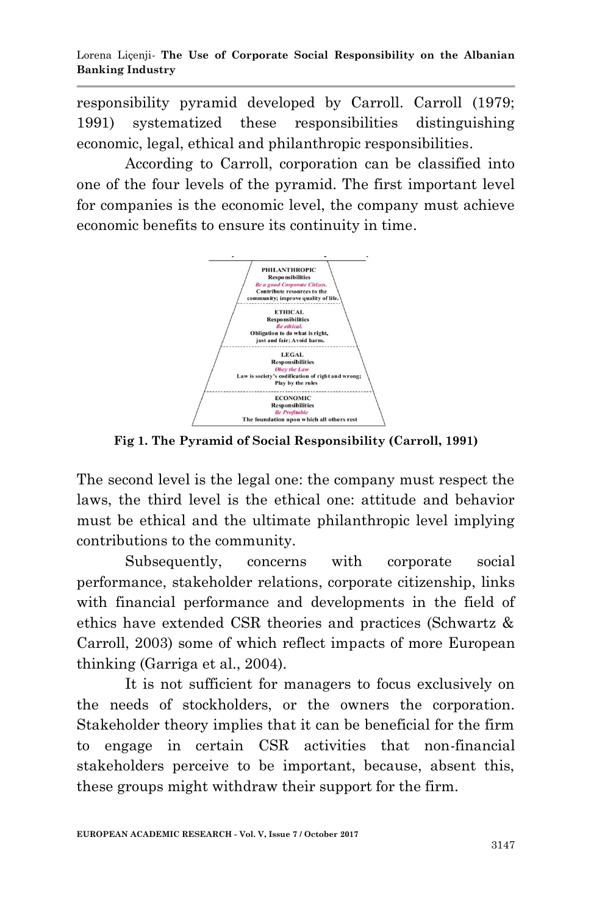responsibility pyramid developed by Carroll. Carroll (1979; 1991) systematized these responsibilities distinguishing economic, legal, ethical and philanthropic responsibilities.

According to Carroll, corporation can be classified into one of the four levels of the pyramid. The first important level for companies is the economic level, the company must achieve economic benefits to ensure its continuity in time.

PHILANTHROPIC Responsibilities
*Be a good Corporate Citizen.*
Contribute resources to the community; improve quality of life.

ETHICAL Responsibilities
*Be ethical.*
Obligation to do what is right, just and fair. Avoid harm.

LEGAL Responsibilities
*Obey the Law*
Law is society's codification of right and wrong; Play by the rules

ECONOMIC Responsibilities
*Be Profitable*
The foundation upon which all others rest

**Fig 1. The Pyramid of Social Responsibility (Carroll, 1991)**

The second level is the legal one: the company must respect the laws, the third level is the ethical one: attitude and behavior must be ethical and the ultimate philanthropic level implying contributions to the community.

Subsequently, concerns with corporate social performance, stakeholder relations, corporate citizenship, links with financial performance and developments in the field of ethics have extended CSR theories and practices (Schwartz & Carroll, 2003) some of which reflect impacts of more European thinking (Garriga et al., 2004).

It is not sufficient for managers to focus exclusively on the needs of stockholders, or the owners the corporation. Stakeholder theory implies that it can be beneficial for the firm to engage in certain CSR activities that non-financial stakeholders perceive to be important, because, absent this, these groups might withdraw their support for the firm.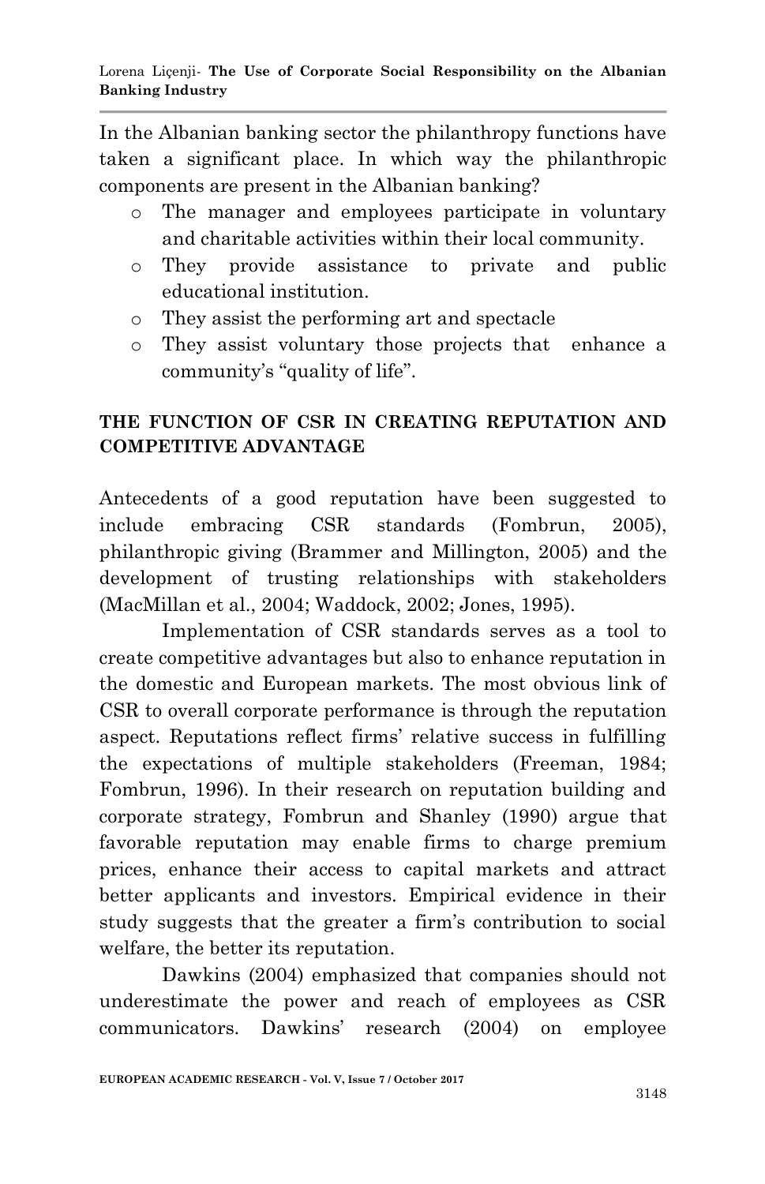In the Albanian banking sector the philanthropy functions have taken a significant place. In which way the philanthropic components are present in the Albanian banking?

- The manager and employees participate in voluntary and charitable activities within their local community.
- They provide assistance to private and public educational institution.
- They assist the performing art and spectacle
- They assist voluntary those projects that enhance a community's "quality of life".

## THE FUNCTION OF CSR IN CREATING REPUTATION AND COMPETITIVE ADVANTAGE

Antecedents of a good reputation have been suggested to include embracing CSR standards (Fombrun, 2005), philanthropic giving (Brammer and Millington, 2005) and the development of trusting relationships with stakeholders (MacMillan et al., 2004; Waddock, 2002; Jones, 1995).

Implementation of CSR standards serves as a tool to create competitive advantages but also to enhance reputation in the domestic and European markets. The most obvious link of CSR to overall corporate performance is through the reputation aspect. Reputations reflect firms' relative success in fulfilling the expectations of multiple stakeholders (Freeman, 1984; Fombrun, 1996). In their research on reputation building and corporate strategy, Fombrun and Shanley (1990) argue that favorable reputation may enable firms to charge premium prices, enhance their access to capital markets and attract better applicants and investors. Empirical evidence in their study suggests that the greater a firm's contribution to social welfare, the better its reputation.

Dawkins (2004) emphasized that companies should not underestimate the power and reach of employees as CSR communicators. Dawkins' research (2004) on employee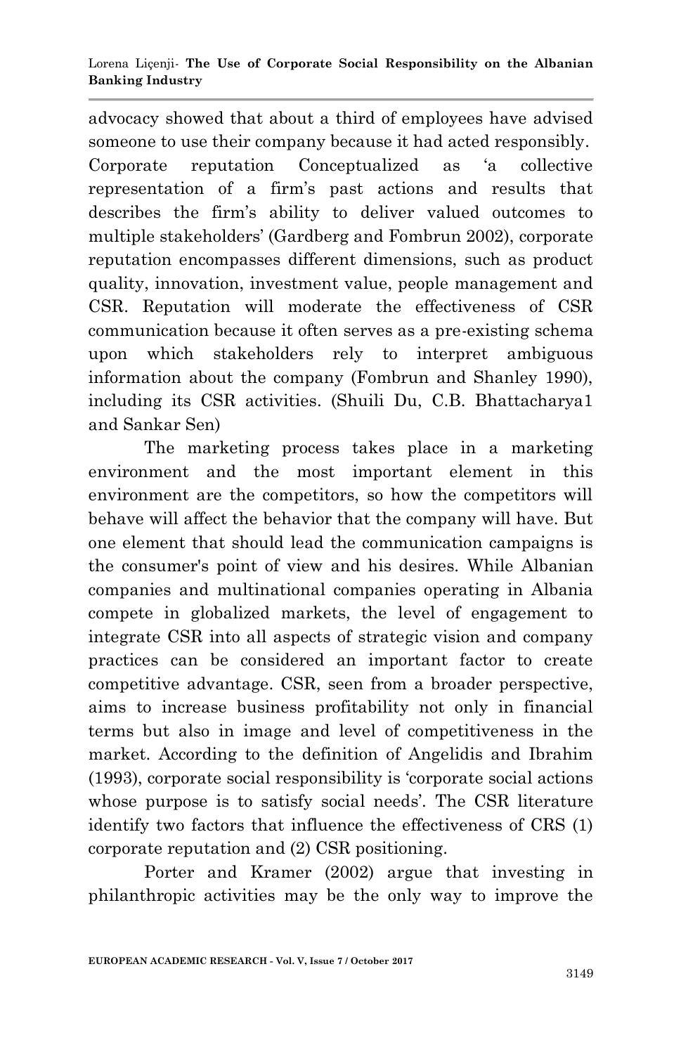advocacy showed that about a third of employees have advised someone to use their company because it had acted responsibly. Corporate reputation Conceptualized as 'a collective representation of a firm's past actions and results that describes the firm's ability to deliver valued outcomes to multiple stakeholders' (Gardberg and Fombrun 2002), corporate reputation encompasses different dimensions, such as product quality, innovation, investment value, people management and CSR. Reputation will moderate the effectiveness of CSR communication because it often serves as a pre-existing schema upon which stakeholders rely to interpret ambiguous information about the company (Fombrun and Shanley 1990), including its CSR activities. (Shuili Du, C.B. Bhattacharya1 and Sankar Sen)

The marketing process takes place in a marketing environment and the most important element in this environment are the competitors, so how the competitors will behave will affect the behavior that the company will have. But one element that should lead the communication campaigns is the consumer's point of view and his desires. While Albanian companies and multinational companies operating in Albania compete in globalized markets, the level of engagement to integrate CSR into all aspects of strategic vision and company practices can be considered an important factor to create competitive advantage. CSR, seen from a broader perspective, aims to increase business profitability not only in financial terms but also in image and level of competitiveness in the market. According to the definition of Angelidis and Ibrahim (1993), corporate social responsibility is 'corporate social actions whose purpose is to satisfy social needs'. The CSR literature identify two factors that influence the effectiveness of CRS (1) corporate reputation and (2) CSR positioning.

Porter and Kramer (2002) argue that investing in philanthropic activities may be the only way to improve the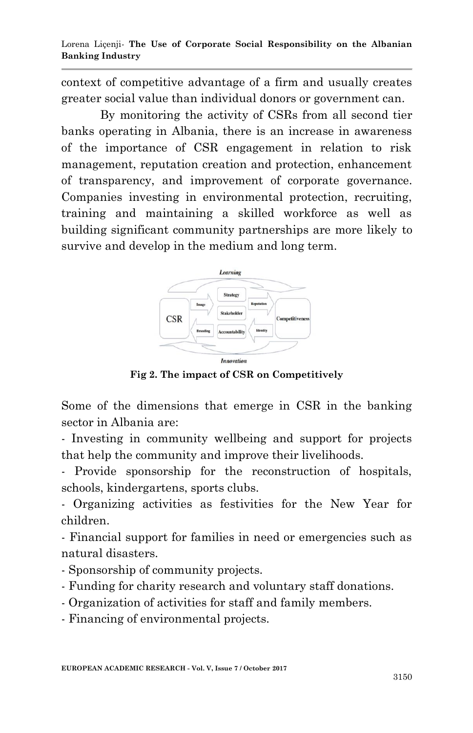context of competitive advantage of a firm and usually creates greater social value than individual donors or government can.

By monitoring the activity of CSRs from all second tier banks operating in Albania, there is an increase in awareness of the importance of CSR engagement in relation to risk management, reputation creation and protection, enhancement of transparency, and improvement of corporate governance. Companies investing in environmental protection, recruiting, training and maintaining a skilled workforce as well as building significant community partnerships are more likely to survive and develop in the medium and long term.

**Fig 2. The impact of CSR on Competitively**

Some of the dimensions that emerge in CSR in the banking sector in Albania are:

- Investing in community wellbeing and support for projects that help the community and improve their livelihoods.
- Provide sponsorship for the reconstruction of hospitals, schools, kindergartens, sports clubs.
- Organizing activities as festivities for the New Year for children.
- Financial support for families in need or emergencies such as natural disasters.
- Sponsorship of community projects.
- Funding for charity research and voluntary staff donations.
- Organization of activities for staff and family members.
- Financing of environmental projects.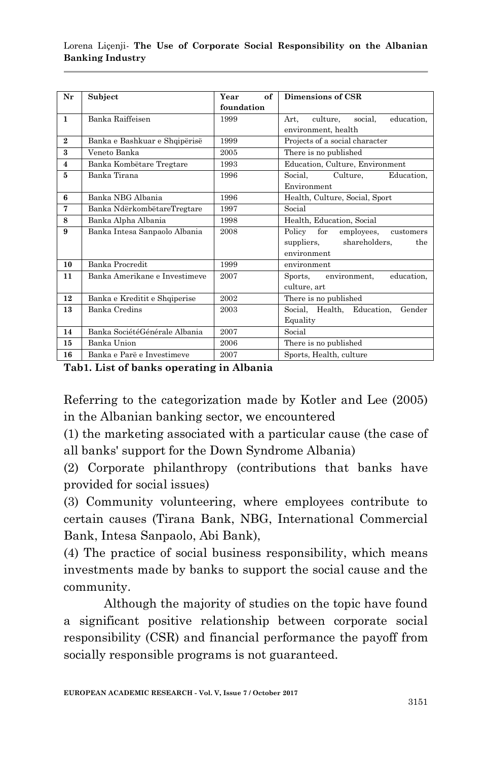| Nr | Subject | Year of foundation | Dimensions of CSR |
|---|---|---|---|
| **1** | Banka Raiffeisen | 1999 | Art, culture, social, education, environment, health |
| **2** | Banka e Bashkuar e Shqipërisë | 1999 | Projects of a social character |
| **3** | Veneto Banka | 2005 | There is no published |
| **4** | Banka Kombëtare Tregtare | 1993 | Education, Culture, Environment |
| **5** | Banka Tirana | 1996 | Social, Culture, Education, Environment |
| **6** | Banka NBG Albania | 1996 | Health, Culture, Social, Sport |
| **7** | Banka NdërkombëtareTregtare | 1997 | Social |
| **8** | Banka Alpha Albania | 1998 | Health, Education, Social |
| **9** | Banka Intesa Sanpaolo Albania | 2008 | Policy for employees, customers suppliers, shareholders, the environment |
| **10** | Banka Procredit | 1999 | environment |
| **11** | Banka Amerikane e Investimeve | 2007 | Sports, environment, education, culture, art |
| **12** | Banka e Kreditit e Shqiperise | 2002 | There is no published |
| **13** | Banka Credins | 2003 | Social, Health, Education, Gender Equality |
| **14** | Banka SociétéGénérale Albania | 2007 | Social |
| **15** | Banka Union | 2006 | There is no published |
| **16** | Banka e Parë e Investimeve | 2007 | Sports, Health, culture |

**Tab1. List of banks operating in Albania**

Referring to the categorization made by Kotler and Lee (2005) in the Albanian banking sector, we encountered

(1) the marketing associated with a particular cause (the case of all banks' support for the Down Syndrome Albania)

(2) Corporate philanthropy (contributions that banks have provided for social issues)

(3) Community volunteering, where employees contribute to certain causes (Tirana Bank, NBG, International Commercial Bank, Intesa Sanpaolo, Abi Bank),

(4) The practice of social business responsibility, which means investments made by banks to support the social cause and the community.

Although the majority of studies on the topic have found a significant positive relationship between corporate social responsibility (CSR) and financial performance the payoff from socially responsible programs is not guaranteed.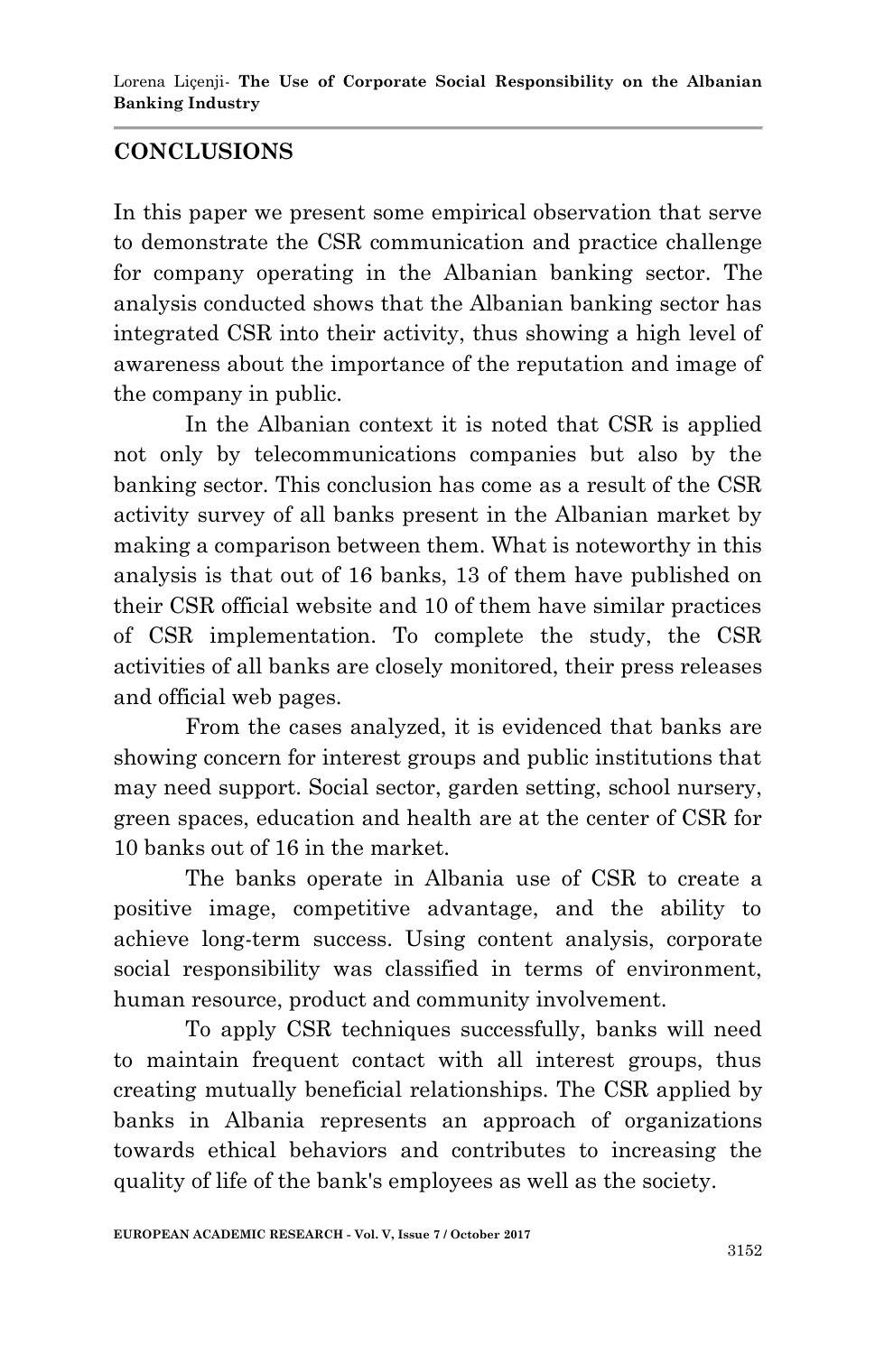## CONCLUSIONS

In this paper we present some empirical observation that serve to demonstrate the CSR communication and practice challenge for company operating in the Albanian banking sector. The analysis conducted shows that the Albanian banking sector has integrated CSR into their activity, thus showing a high level of awareness about the importance of the reputation and image of the company in public.

In the Albanian context it is noted that CSR is applied not only by telecommunications companies but also by the banking sector. This conclusion has come as a result of the CSR activity survey of all banks present in the Albanian market by making a comparison between them. What is noteworthy in this analysis is that out of 16 banks, 13 of them have published on their CSR official website and 10 of them have similar practices of CSR implementation. To complete the study, the CSR activities of all banks are closely monitored, their press releases and official web pages.

From the cases analyzed, it is evidenced that banks are showing concern for interest groups and public institutions that may need support. Social sector, garden setting, school nursery, green spaces, education and health are at the center of CSR for 10 banks out of 16 in the market.

The banks operate in Albania use of CSR to create a positive image, competitive advantage, and the ability to achieve long-term success. Using content analysis, corporate social responsibility was classified in terms of environment, human resource, product and community involvement.

To apply CSR techniques successfully, banks will need to maintain frequent contact with all interest groups, thus creating mutually beneficial relationships. The CSR applied by banks in Albania represents an approach of organizations towards ethical behaviors and contributes to increasing the quality of life of the bank's employees as well as the society.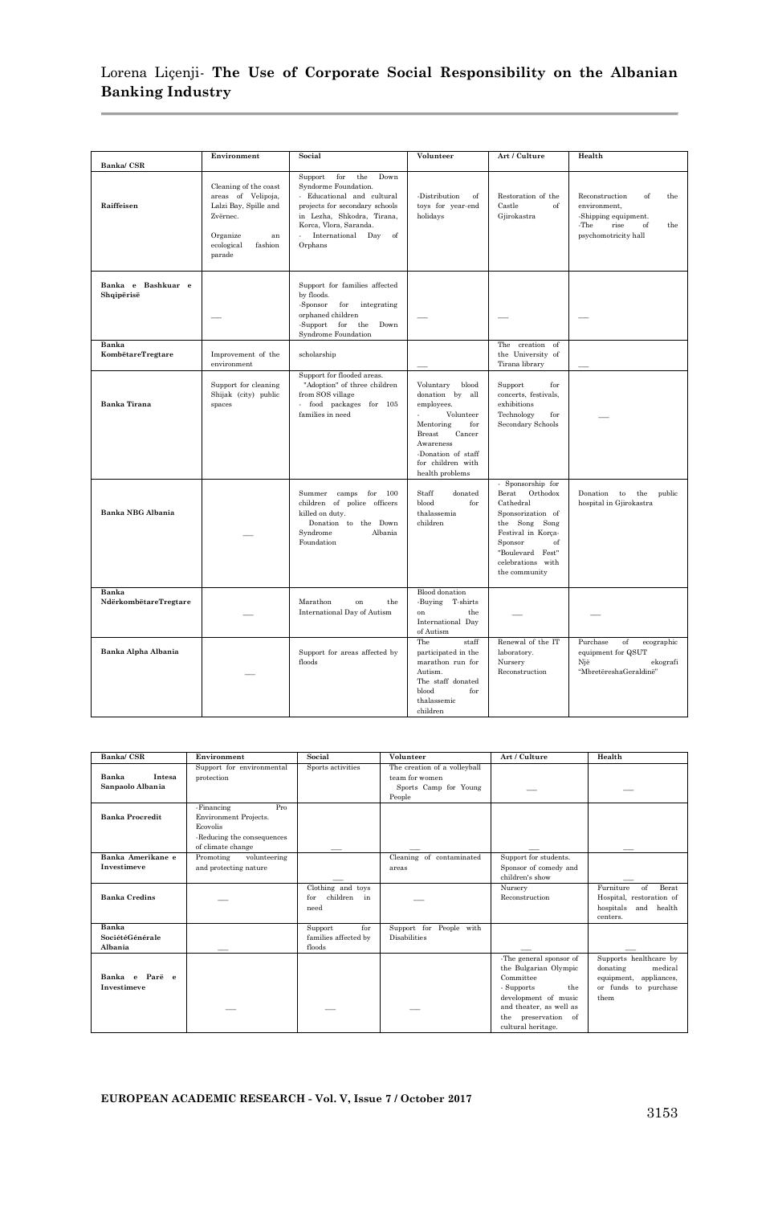| Banka/ CSR | Environment | Social | Volunteer | Art / Culture | Health |
|---|---|---|---|---|---|
| **Raiffeisen** | Cleaning of the coast areas of Velipoja, Lalzi Bay, Spille and Zvërnec. Organize an ecological fashion parade | Support for the Down Syndorme Foundation. - Educational and cultural projects for secondary schools in Lezha, Shkodra, Tirana, Korca, Vlora, Saranda. - International Day of Orphans | -Distribution of toys for year-end holidays | Restoration of the Castle of Gjirokastra | Reconstruction of the environment, -Shipping equipment. -The rise of the psychomotricity hall |
| **Banka e Bashkuar e Shqipërisë** | — | Support for families affected by floods. -Sponsor for integrating orphaned children -Support for the Down Syndrome Foundation | — | — | — |
| **Banka KombëtareTregtare** | Improvement of the environment | scholarship | — | The creation of the University of Tirana library | — |
| **Banka Tirana** | Support for cleaning Shijak (city) public spaces | Support for flooded areas. "Adoption" of three children from SOS village - food packages for 105 families in need | Voluntary blood donation by all employees. - Volunteer Mentoring for Breast Cancer Awareness -Donation of staff for children with health problems | Support for concerts, festivals, exhibitions Technology for Secondary Schools | — |
| **Banka NBG Albania** | — | Summer camps for 100 children of police officers killed on duty. Donation to the Down Syndrome Albania Foundation | Staff donated blood for thalassemia children | - Sponsorship for Berat Orthodox Cathedral Sponsorization of the Song Song Festival in Korça- Sponsor of "Boulevard Fest" celebrations with the community | Donation to the public hospital in Gjirokastra |
| **Banka NdërkombëtareTregtare** | — | Marathon on the International Day of Autism | Blood donation -Buying T-shirts on the International Day of Autism | — | — |
| **Banka Alpha Albania** | — | Support for areas affected by floods | The staff participated in the marathon run for Autism. The staff donated blood for thalassemic children | Renewal of the IT laboratory. Nursery Reconstruction | Purchase of ecographic equipment for QSUT Një ekografi "MbretëreshaGeraldinë" |

| Banka/ CSR | Environment | Social | Volunteer | Art / Culture | Health |
|---|---|---|---|---|---|
| **Banka Intesa Sanpaolo Albania** | Support for environmental protection | Sports activities | The creation of a volleyball team for women Sports Camp for Young People | — | — |
| **Banka Procredit** | -Financing Pro Environment Projects. Ecovolis -Reducing the consequences of climate change | — | — | — | — |
| **Banka Amerikane e Investimeve** | Promoting volunteering and protecting nature | — | Cleaning of contaminated areas | Support for students. Sponsor of comedy and children's show | — |
| **Banka Credins** | — | Clothing and toys for children in need | — | Nursery Reconstruction | Furniture of Berat Hospital, restoration of hospitals and health centers. |
| **Banka SociétéGénérale Albania** | — | Support for families affected by floods | Support for People with Disabilities | — | — |
| **Banka e Parë e Investimeve** | — | — | — | -The general sponsor of the Bulgarian Olympic Committee - Supports the development of music and theater, as well as the preservation of cultural heritage. | Supports healthcare by donating medical equipment, appliances, or funds to purchase them |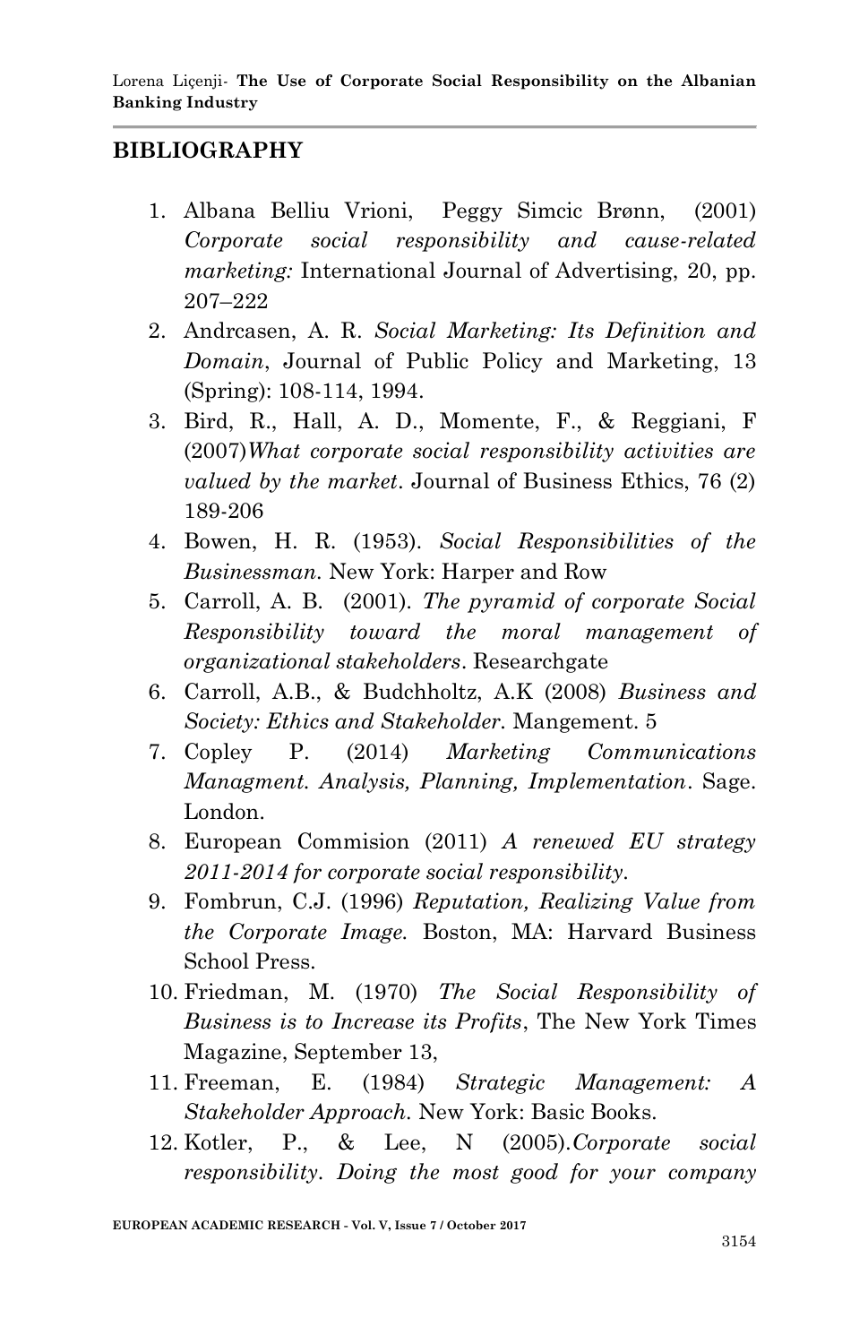## BIBLIOGRAPHY

1. Albana Belliu Vrioni, Peggy Simcic Brønn, (2001) *Corporate social responsibility and cause-related marketing:* International Journal of Advertising, 20, pp. 207–222
2. Andrcasen, A. R. *Social Marketing: Its Definition and Domain*, Journal of Public Policy and Marketing, 13 (Spring): 108-114, 1994.
3. Bird, R., Hall, A. D., Momente, F., & Reggiani, F (2007)*What corporate social responsibility activities are valued by the market*. Journal of Business Ethics, 76 (2) 189-206
4. Bowen, H. R. (1953). *Social Responsibilities of the Businessman.* New York: Harper and Row
5. Carroll, A. B. (2001). *The pyramid of corporate Social Responsibility toward the moral management of organizational stakeholders*. Researchgate
6. Carroll, A.B., & Budchholtz, A.K (2008) *Business and Society: Ethics and Stakeholder.* Mangement. 5
7. Copley P. (2014) *Marketing Communications Managment. Analysis, Planning, Implementation*. Sage. London.
8. European Commision (2011) *A renewed EU strategy 2011-2014 for corporate social responsibility.*
9. Fombrun, C.J. (1996) *Reputation, Realizing Value from the Corporate Image.* Boston, MA: Harvard Business School Press.
10. Friedman, M. (1970) *The Social Responsibility of Business is to Increase its Profits*, The New York Times Magazine, September 13,
11. Freeman, E. (1984) *Strategic Management: A Stakeholder Approach.* New York: Basic Books.
12. Kotler, P., & Lee, N (2005).*Corporate social responsibility. Doing the most good for your company*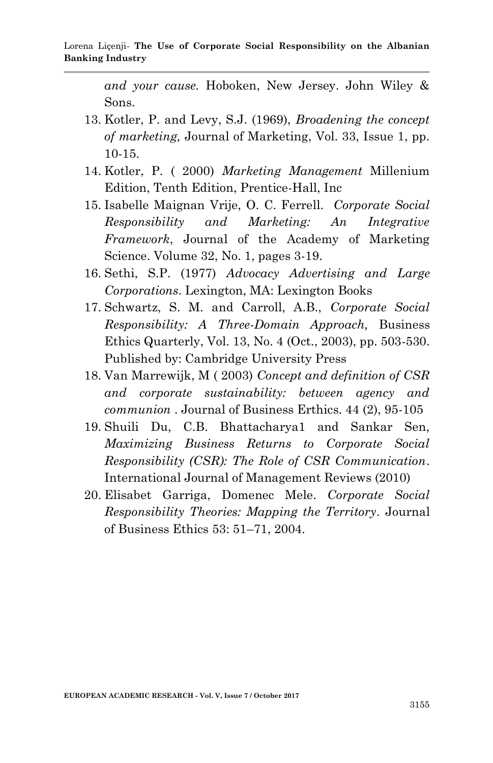*and your cause.* Hoboken, New Jersey. John Wiley & Sons.

13. Kotler, P. and Levy, S.J. (1969), *Broadening the concept of marketing,* Journal of Marketing, Vol. 33, Issue 1, pp. 10-15.
14. Kotler, P. ( 2000) *Marketing Management* Millenium Edition, Tenth Edition, Prentice-Hall, Inc
15. Isabelle Maignan Vrije, O. C. Ferrell. *Corporate Social Responsibility and Marketing: An Integrative Framework*, Journal of the Academy of Marketing Science. Volume 32, No. 1, pages 3-19.
16. Sethi, S.P. (1977) *Advocacy Advertising and Large Corporations*. Lexington, MA: Lexington Books
17. Schwartz, S. M. and Carroll, A.B., *Corporate Social Responsibility: A Three-Domain Approach,* Business Ethics Quarterly, Vol. 13, No. 4 (Oct., 2003), pp. 503-530. Published by: Cambridge University Press
18. Van Marrewijk, M ( 2003) *Concept and definition of CSR and corporate sustainability: between agency and communion* . Journal of Business Erthics. 44 (2), 95-105
19. Shuili Du, C.B. Bhattacharya1 and Sankar Sen, *Maximizing Business Returns to Corporate Social Responsibility (CSR): The Role of CSR Communication*. International Journal of Management Reviews (2010)
20. Elisabet Garriga, Domenec Mele. *Corporate Social Responsibility Theories: Mapping the Territory*. Journal of Business Ethics 53: 51–71, 2004.